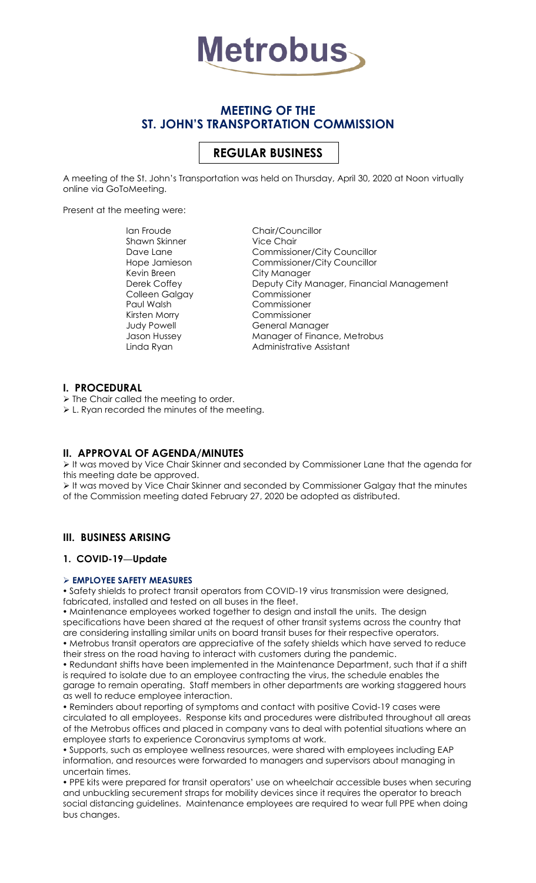# Metrobus

## MEETING OF THE ST. JOHN'S TRANSPORTATION COMMISSION

### REGULAR BUSINESS

A meeting of the St. John's Transportation was held on Thursday, April 30, 2020 at Noon virtually online via GoToMeeting.

Present at the meeting were:

| | |
|---|---|
| Ian Froude | Chair/Councillor |
| Shawn Skinner | Vice Chair |
| Dave Lane | Commissioner/City Councillor |
| Hope Jamieson | Commissioner/City Councillor |
| Kevin Breen | City Manager |
| Derek Coffey | Deputy City Manager, Financial Management |
| Colleen Galgay | Commissioner |
| Paul Walsh | Commissioner |
| Kirsten Morry | Commissioner |
| Judy Powell | General Manager |
| Jason Hussey | Manager of Finance, Metrobus |
| Linda Ryan | Administrative Assistant |

## I. PROCEDURAL

- The Chair called the meeting to order.
- L. Ryan recorded the minutes of the meeting.

## II. APPROVAL OF AGENDA/MINUTES

- It was moved by Vice Chair Skinner and seconded by Commissioner Lane that the agenda for this meeting date be approved.
- It was moved by Vice Chair Skinner and seconded by Commissioner Galgay that the minutes of the Commission meeting dated February 27, 2020 be adopted as distributed.

## III. BUSINESS ARISING

### 1. COVID-19—Update

- **EMPLOYEE SAFETY MEASURES**

• Safety shields to protect transit operators from COVID-19 virus transmission were designed, fabricated, installed and tested on all buses in the fleet.

• Maintenance employees worked together to design and install the units. The design specifications have been shared at the request of other transit systems across the country that are considering installing similar units on board transit buses for their respective operators.

• Metrobus transit operators are appreciative of the safety shields which have served to reduce their stress on the road having to interact with customers during the pandemic.

• Redundant shifts have been implemented in the Maintenance Department, such that if a shift is required to isolate due to an employee contracting the virus, the schedule enables the garage to remain operating. Staff members in other departments are working staggered hours as well to reduce employee interaction.

• Reminders about reporting of symptoms and contact with positive Covid-19 cases were circulated to all employees. Response kits and procedures were distributed throughout all areas of the Metrobus offices and placed in company vans to deal with potential situations where an employee starts to experience Coronavirus symptoms at work.

• Supports, such as employee wellness resources, were shared with employees including EAP information, and resources were forwarded to managers and supervisors about managing in uncertain times.

• PPE kits were prepared for transit operators' use on wheelchair accessible buses when securing and unbuckling securement straps for mobility devices since it requires the operator to breach social distancing guidelines. Maintenance employees are required to wear full PPE when doing bus changes.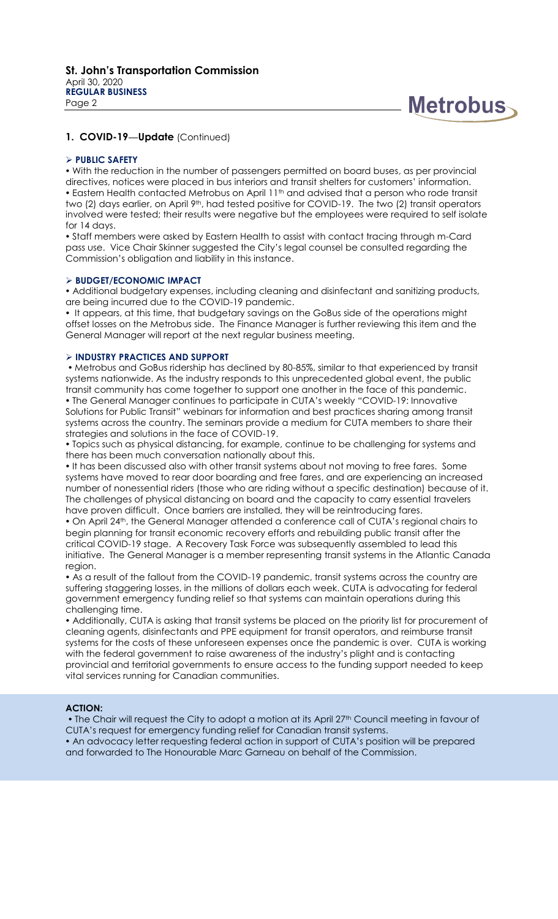## 1. COVID-19—Update (Continued)

### ➢ PUBLIC SAFETY

• With the reduction in the number of passengers permitted on board buses, as per provincial directives, notices were placed in bus interiors and transit shelters for customers' information.
• Eastern Health contacted Metrobus on April 11th and advised that a person who rode transit two (2) days earlier, on April 9th, had tested positive for COVID-19. The two (2) transit operators involved were tested; their results were negative but the employees were required to self isolate for 14 days.
• Staff members were asked by Eastern Health to assist with contact tracing through m-Card pass use. Vice Chair Skinner suggested the City's legal counsel be consulted regarding the Commission's obligation and liability in this instance.

### ➢ BUDGET/ECONOMIC IMPACT

• Additional budgetary expenses, including cleaning and disinfectant and sanitizing products, are being incurred due to the COVID-19 pandemic.
• It appears, at this time, that budgetary savings on the GoBus side of the operations might offset losses on the Metrobus side. The Finance Manager is further reviewing this item and the General Manager will report at the next regular business meeting.

### ➢ INDUSTRY PRACTICES AND SUPPORT

• Metrobus and GoBus ridership has declined by 80-85%, similar to that experienced by transit systems nationwide. As the industry responds to this unprecedented global event, the public transit community has come together to support one another in the face of this pandemic.
• The General Manager continues to participate in CUTA's weekly "COVID-19: Innovative Solutions for Public Transit" webinars for information and best practices sharing among transit systems across the country. The seminars provide a medium for CUTA members to share their strategies and solutions in the face of COVID-19.
• Topics such as physical distancing, for example, continue to be challenging for systems and there has been much conversation nationally about this.
• It has been discussed also with other transit systems about not moving to free fares. Some systems have moved to rear door boarding and free fares, and are experiencing an increased number of nonessential riders (those who are riding without a specific destination) because of it. The challenges of physical distancing on board and the capacity to carry essential travelers have proven difficult. Once barriers are installed, they will be reintroducing fares.
• On April 24th, the General Manager attended a conference call of CUTA's regional chairs to begin planning for transit economic recovery efforts and rebuilding public transit after the critical COVID-19 stage. A Recovery Task Force was subsequently assembled to lead this initiative. The General Manager is a member representing transit systems in the Atlantic Canada region.
• As a result of the fallout from the COVID-19 pandemic, transit systems across the country are suffering staggering losses, in the millions of dollars each week. CUTA is advocating for federal government emergency funding relief so that systems can maintain operations during this challenging time.
• Additionally, CUTA is asking that transit systems be placed on the priority list for procurement of cleaning agents, disinfectants and PPE equipment for transit operators, and reimburse transit systems for the costs of these unforeseen expenses once the pandemic is over. CUTA is working with the federal government to raise awareness of the industry's plight and is contacting provincial and territorial governments to ensure access to the funding support needed to keep vital services running for Canadian communities.

**ACTION:**

• The Chair will request the City to adopt a motion at its April 27th Council meeting in favour of CUTA's request for emergency funding relief for Canadian transit systems.
• An advocacy letter requesting federal action in support of CUTA's position will be prepared and forwarded to The Honourable Marc Garneau on behalf of the Commission.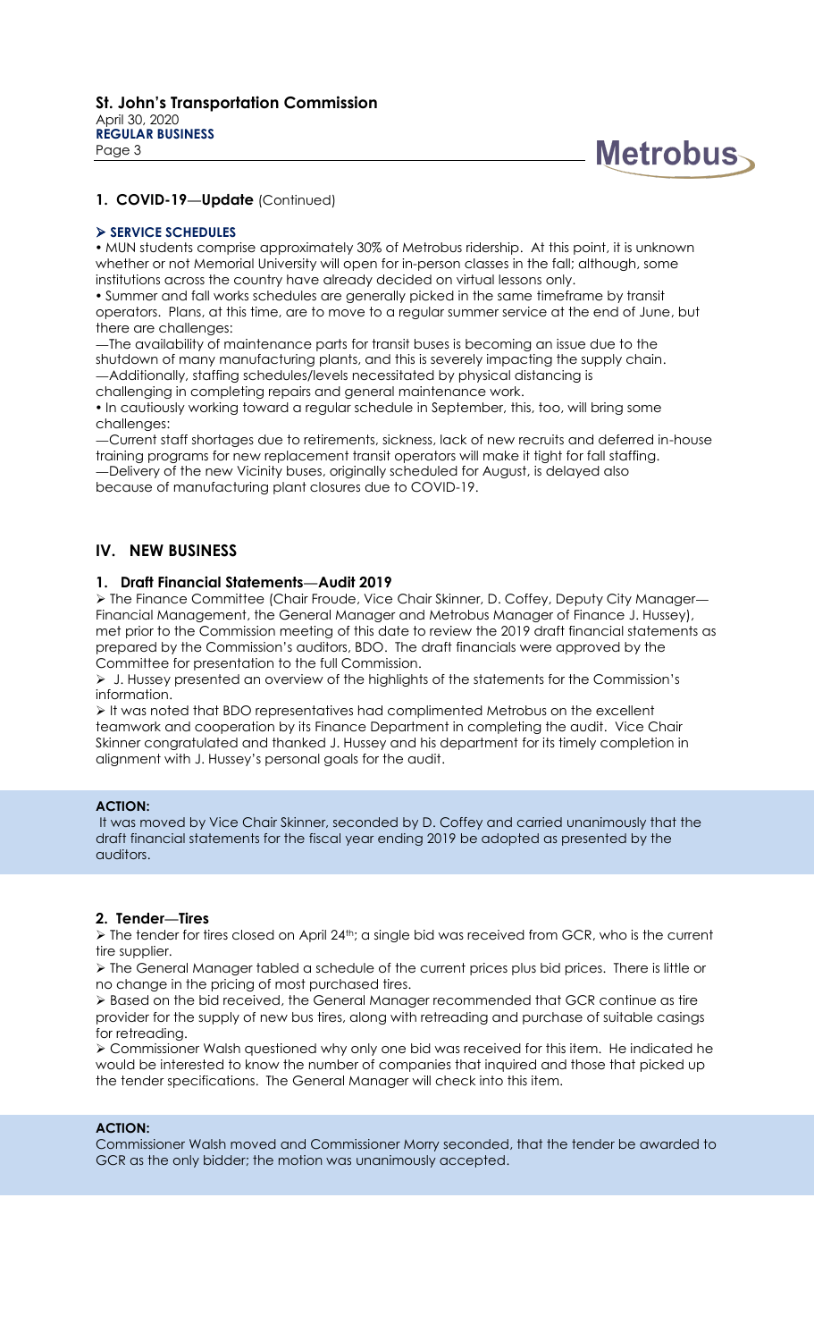### 1. COVID-19—Update (Continued)

➢ **SERVICE SCHEDULES**

• MUN students comprise approximately 30% of Metrobus ridership. At this point, it is unknown whether or not Memorial University will open for in-person classes in the fall; although, some institutions across the country have already decided on virtual lessons only.

• Summer and fall works schedules are generally picked in the same timeframe by transit operators. Plans, at this time, are to move to a regular summer service at the end of June, but there are challenges:

—The availability of maintenance parts for transit buses is becoming an issue due to the shutdown of many manufacturing plants, and this is severely impacting the supply chain.

—Additionally, staffing schedules/levels necessitated by physical distancing is challenging in completing repairs and general maintenance work.

• In cautiously working toward a regular schedule in September, this, too, will bring some challenges:

—Current staff shortages due to retirements, sickness, lack of new recruits and deferred in-house training programs for new replacement transit operators will make it tight for fall staffing.

—Delivery of the new Vicinity buses, originally scheduled for August, is delayed also because of manufacturing plant closures due to COVID-19.

## IV. NEW BUSINESS

### 1. Draft Financial Statements—Audit 2019

➢ The Finance Committee (Chair Froude, Vice Chair Skinner, D. Coffey, Deputy City Manager—Financial Management, the General Manager and Metrobus Manager of Finance J. Hussey), met prior to the Commission meeting of this date to review the 2019 draft financial statements as prepared by the Commission's auditors, BDO. The draft financials were approved by the Committee for presentation to the full Commission.

➢ J. Hussey presented an overview of the highlights of the statements for the Commission's information.

➢ It was noted that BDO representatives had complimented Metrobus on the excellent teamwork and cooperation by its Finance Department in completing the audit. Vice Chair Skinner congratulated and thanked J. Hussey and his department for its timely completion in alignment with J. Hussey's personal goals for the audit.

**ACTION:**

It was moved by Vice Chair Skinner, seconded by D. Coffey and carried unanimously that the draft financial statements for the fiscal year ending 2019 be adopted as presented by the auditors.

### 2. Tender—Tires

➢ The tender for tires closed on April 24th; a single bid was received from GCR, who is the current tire supplier.

➢ The General Manager tabled a schedule of the current prices plus bid prices. There is little or no change in the pricing of most purchased tires.

➢ Based on the bid received, the General Manager recommended that GCR continue as tire provider for the supply of new bus tires, along with retreading and purchase of suitable casings for retreading.

➢ Commissioner Walsh questioned why only one bid was received for this item. He indicated he would be interested to know the number of companies that inquired and those that picked up the tender specifications. The General Manager will check into this item.

**ACTION:**

Commissioner Walsh moved and Commissioner Morry seconded, that the tender be awarded to GCR as the only bidder; the motion was unanimously accepted.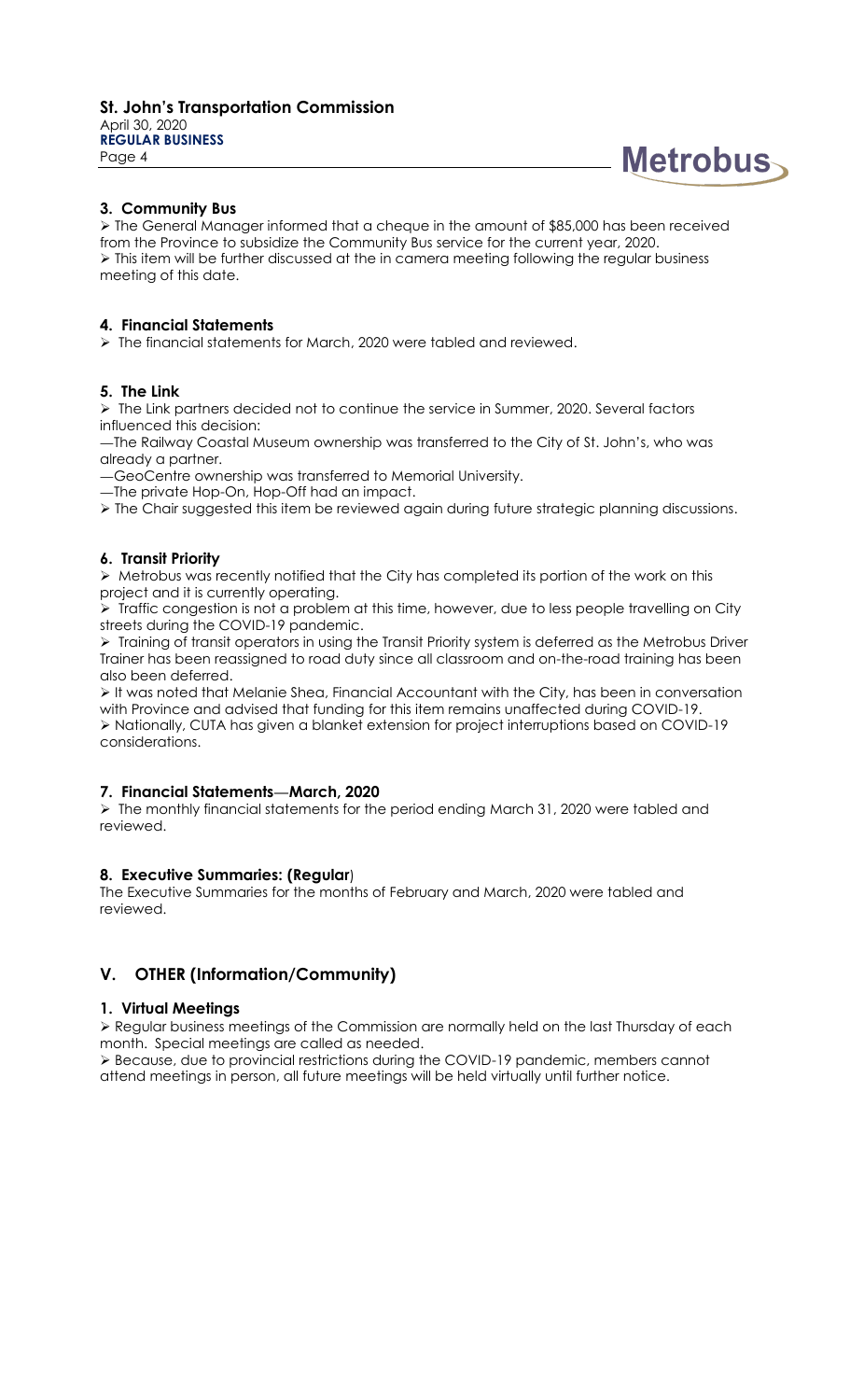### 3. Community Bus

- The General Manager informed that a cheque in the amount of $85,000 has been received from the Province to subsidize the Community Bus service for the current year, 2020.
- This item will be further discussed at the in camera meeting following the regular business meeting of this date.

### 4. Financial Statements

- The financial statements for March, 2020 were tabled and reviewed.

### 5. The Link

- The Link partners decided not to continue the service in Summer, 2020. Several factors influenced this decision:

—The Railway Coastal Museum ownership was transferred to the City of St. John's, who was already a partner.

—GeoCentre ownership was transferred to Memorial University.

—The private Hop-On, Hop-Off had an impact.

- The Chair suggested this item be reviewed again during future strategic planning discussions.

### 6. Transit Priority

- Metrobus was recently notified that the City has completed its portion of the work on this project and it is currently operating.
- Traffic congestion is not a problem at this time, however, due to less people travelling on City streets during the COVID-19 pandemic.
- Training of transit operators in using the Transit Priority system is deferred as the Metrobus Driver Trainer has been reassigned to road duty since all classroom and on-the-road training has been also been deferred.
- It was noted that Melanie Shea, Financial Accountant with the City, has been in conversation with Province and advised that funding for this item remains unaffected during COVID-19.
- Nationally, CUTA has given a blanket extension for project interruptions based on COVID-19 considerations.

### 7. Financial Statements—March, 2020

- The monthly financial statements for the period ending March 31, 2020 were tabled and reviewed.

### 8. Executive Summaries: (Regular)

The Executive Summaries for the months of February and March, 2020 were tabled and reviewed.

## V. OTHER (Information/Community)

### 1. Virtual Meetings

- Regular business meetings of the Commission are normally held on the last Thursday of each month. Special meetings are called as needed.
- Because, due to provincial restrictions during the COVID-19 pandemic, members cannot attend meetings in person, all future meetings will be held virtually until further notice.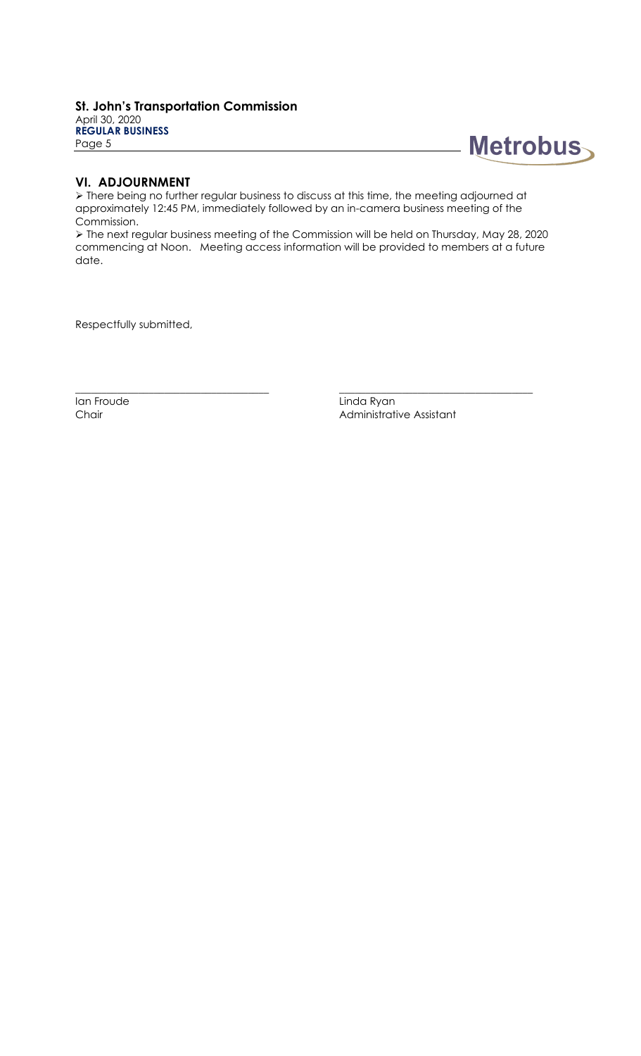## VI. ADJOURNMENT

- There being no further regular business to discuss at this time, the meeting adjourned at approximately 12:45 PM, immediately followed by an in-camera business meeting of the Commission.
- The next regular business meeting of the Commission will be held on Thursday, May 28, 2020 commencing at Noon. Meeting access information will be provided to members at a future date.

Respectfully submitted,

| | |
|---|---|
| \_\_\_\_\_\_\_\_\_\_\_\_\_\_\_\_\_\_\_\_\_\_\_\_\_\_\_\_ | \_\_\_\_\_\_\_\_\_\_\_\_\_\_\_\_\_\_\_\_\_\_\_\_\_\_\_\_ |
| Ian Froude | Linda Ryan |
| Chair | Administrative Assistant |